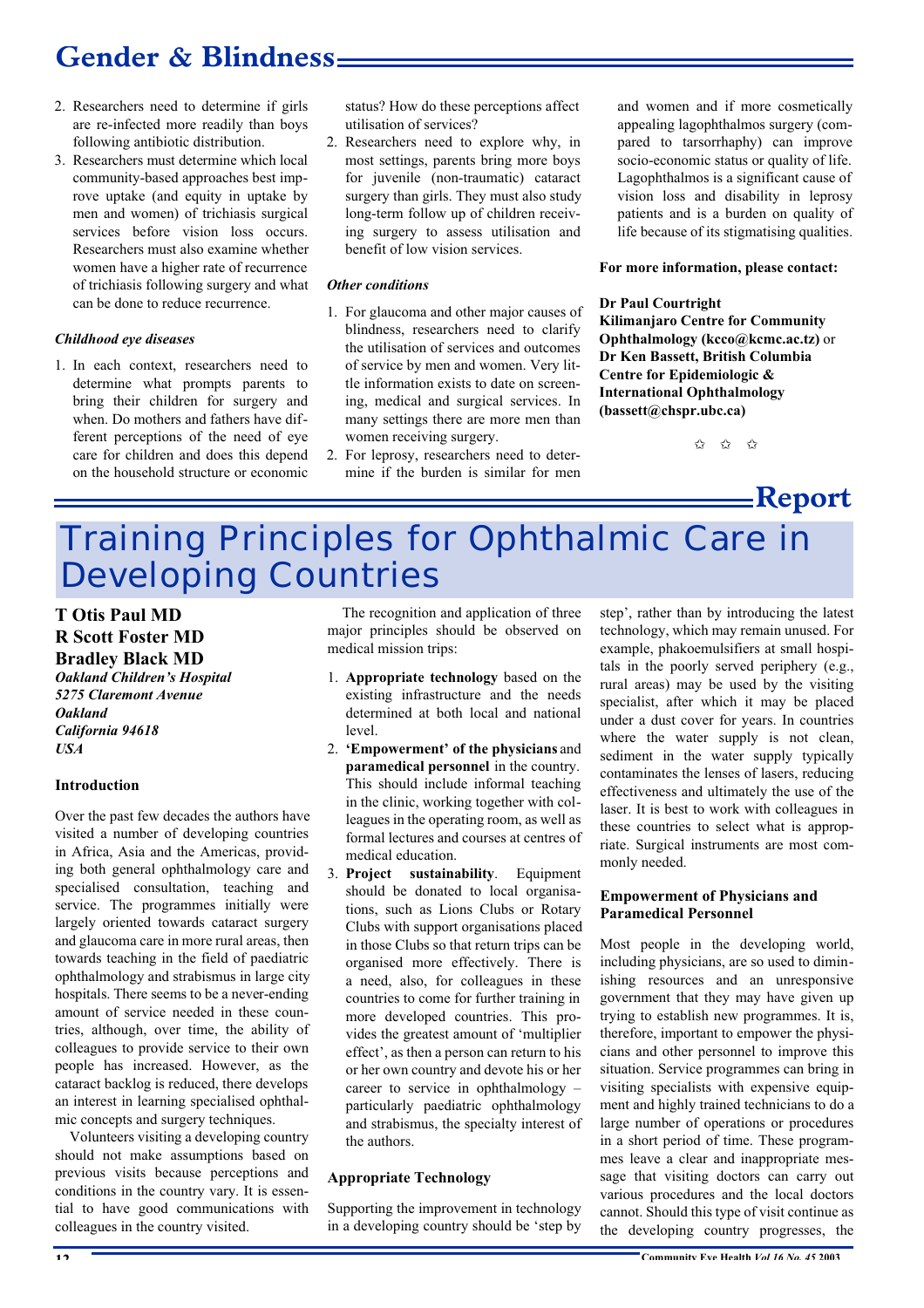2. Researchers need to determine if girls are re-infected more readily than boys following antibiotic distribution.
3. Researchers must determine which local community-based approaches best improve uptake (and equity in uptake by men and women) of trichiasis surgical services before vision loss occurs. Researchers must also examine whether women have a higher rate of recurrence of trichiasis following surgery and what can be done to reduce recurrence.

*Childhood eye diseases*

1. In each context, researchers need to determine what prompts parents to bring their children for surgery and when. Do mothers and fathers have different perceptions of the need of eye care for children and does this depend on the household structure or economic status? How do these perceptions affect utilisation of services?
2. Researchers need to explore why, in most settings, parents bring more boys for juvenile (non-traumatic) cataract surgery than girls. They must also study long-term follow up of children receiving surgery to assess utilisation and benefit of low vision services.

*Other conditions*

1. For glaucoma and other major causes of blindness, researchers need to clarify the utilisation of services and outcomes of service by men and women. Very little information exists to date on screening, medical and surgical services. In many settings there are more men than women receiving surgery.
2. For leprosy, researchers need to determine if the burden is similar for men and women and if more cosmetically appealing lagophthalmos surgery (compared to tarsorrhaphy) can improve socio-economic status or quality of life. Lagophthalmos is a significant cause of vision loss and disability in leprosy patients and is a burden on quality of life because of its stigmatising qualities.

**For more information, please contact:**

**Dr Paul Courtright**
**Kilimanjaro Centre for Community Ophthalmology (kcco@kcmc.ac.tz)** or
**Dr Ken Bassett, British Columbia Centre for Epidemiologic & International Ophthalmology (bassett@chspr.ubc.ca)**

☆ ☆ ☆

**Report**

# Training Principles for Ophthalmic Care in Developing Countries

**T Otis Paul MD**
**R Scott Foster MD**
**Bradley Black MD**
***Oakland Children's Hospital***
***5275 Claremont Avenue***
***Oakland***
***California 94618***
***USA***

### Introduction

Over the past few decades the authors have visited a number of developing countries in Africa, Asia and the Americas, providing both general ophthalmology care and specialised consultation, teaching and service. The programmes initially were largely oriented towards cataract surgery and glaucoma care in more rural areas, then towards teaching in the field of paediatric ophthalmology and strabismus in large city hospitals. There seems to be a never-ending amount of service needed in these countries, although, over time, the ability of colleagues to provide service to their own people has increased. However, as the cataract backlog is reduced, there develops an interest in learning specialised ophthalmic concepts and surgery techniques.

Volunteers visiting a developing country should not make assumptions based on previous visits because perceptions and conditions in the country vary. It is essential to have good communications with colleagues in the country visited.

The recognition and application of three major principles should be observed on medical mission trips:

1. **Appropriate technology** based on the existing infrastructure and the needs determined at both local and national level.
2. **'Empowerment' of the physicians** and **paramedical personnel** in the country. This should include informal teaching in the clinic, working together with colleagues in the operating room, as well as formal lectures and courses at centres of medical education.
3. **Project sustainability**. Equipment should be donated to local organisations, such as Lions Clubs or Rotary Clubs with support organisations placed in those Clubs so that return trips can be organised more effectively. There is a need, also, for colleagues in these countries to come for further training in more developed countries. This provides the greatest amount of 'multiplier effect', as then a person can return to his or her own country and devote his or her career to service in ophthalmology – particularly paediatric ophthalmology and strabismus, the specialty interest of the authors.

### Appropriate Technology

Supporting the improvement in technology in a developing country should be 'step by step', rather than by introducing the latest technology, which may remain unused. For example, phakoemulsifiers at small hospitals in the poorly served periphery (e.g., rural areas) may be used by the visiting specialist, after which it may be placed under a dust cover for years. In countries where the water supply is not clean, sediment in the water supply typically contaminates the lenses of lasers, reducing effectiveness and ultimately the use of the laser. It is best to work with colleagues in these countries to select what is appropriate. Surgical instruments are most commonly needed.

### Empowerment of Physicians and Paramedical Personnel

Most people in the developing world, including physicians, are so used to diminishing resources and an unresponsive government that they may have given up trying to establish new programmes. It is, therefore, important to empower the physicians and other personnel to improve this situation. Service programmes can bring in visiting specialists with expensive equipment and highly trained technicians to do a large number of operations or procedures in a short period of time. These programmes leave a clear and inappropriate message that visiting doctors can carry out various procedures and the local doctors cannot. Should this type of visit continue as the developing country progresses, the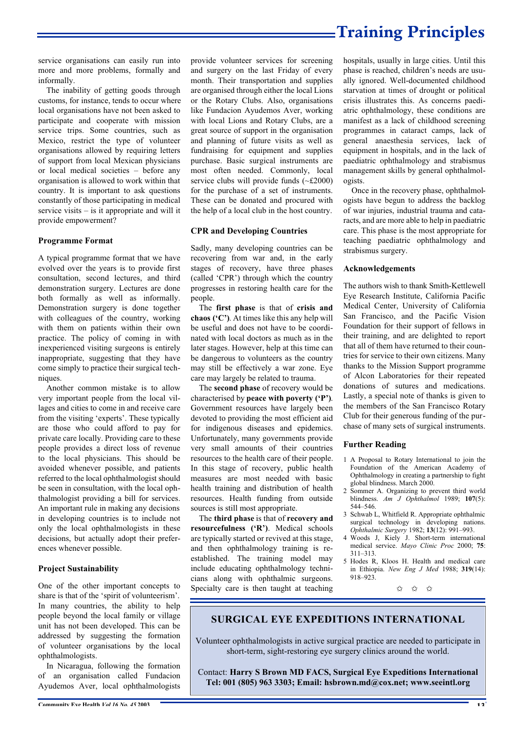service organisations can easily run into more and more problems, formally and informally.

The inability of getting goods through customs, for instance, tends to occur where local organisations have not been asked to participate and cooperate with mission service trips. Some countries, such as Mexico, restrict the type of volunteer organisations allowed by requiring letters of support from local Mexican physicians or local medical societies – before any organisation is allowed to work within that country. It is important to ask questions constantly of those participating in medical service visits – is it appropriate and will it provide empowerment?

### Programme Format

A typical programme format that we have evolved over the years is to provide first consultation, second lectures, and third demonstration surgery. Lectures are done both formally as well as informally. Demonstration surgery is done together with colleagues of the country, working with them on patients within their own practice. The policy of coming in with inexperienced visiting surgeons is entirely inappropriate, suggesting that they have come simply to practice their surgical techniques.

Another common mistake is to allow very important people from the local villages and cities to come in and receive care from the visiting 'experts'. These typically are those who could afford to pay for private care locally. Providing care to these people provides a direct loss of revenue to the local physicians. This should be avoided whenever possible, and patients referred to the local ophthalmologist should be seen in consultation, with the local ophthalmologist providing a bill for services. An important rule in making any decisions in developing countries is to include not only the local ophthalmologists in these decisions, but actually adopt their preferences whenever possible.

### Project Sustainability

One of the other important concepts to share is that of the 'spirit of volunteerism'. In many countries, the ability to help people beyond the local family or village unit has not been developed. This can be addressed by suggesting the formation of volunteer organisations by the local ophthalmologists.

In Nicaragua, following the formation of an organisation called Fundacion Ayudemos Aver, local ophthalmologists provide volunteer services for screening and surgery on the last Friday of every month. Their transportation and supplies are organised through either the local Lions or the Rotary Clubs. Also, organisations like Fundacion Ayudemos Aver, working with local Lions and Rotary Clubs, are a great source of support in the organisation and planning of future visits as well as fundraising for equipment and supplies purchase. Basic surgical instruments are most often needed. Commonly, local service clubs will provide funds (~£2000) for the purchase of a set of instruments. These can be donated and procured with the help of a local club in the host country.

### CPR and Developing Countries

Sadly, many developing countries can be recovering from war and, in the early stages of recovery, have three phases (called 'CPR') through which the country progresses in restoring health care for the people.

The **first phase** is that of **crisis and chaos ('C')**. At times like this any help will be useful and does not have to be coordinated with local doctors as much as in the later stages. However, help at this time can be dangerous to volunteers as the country may still be effectively a war zone. Eye care may largely be related to trauma.

The **second phase** of recovery would be characterised by **peace with poverty ('P')**. Government resources have largely been devoted to providing the most efficient aid for indigenous diseases and epidemics. Unfortunately, many governments provide very small amounts of their countries resources to the health care of their people. In this stage of recovery, public health measures are most needed with basic health training and distribution of health resources. Health funding from outside sources is still most appropriate.

The **third phase** is that of **recovery and resourcefulness ('R')**. Medical schools are typically started or revived at this stage, and then ophthalmology training is re-established. The training model may include educating ophthalmology technicians along with ophthalmic surgeons. Specialty care is then taught at teaching hospitals, usually in large cities. Until this phase is reached, children's needs are usually ignored. Well-documented childhood starvation at times of drought or political crisis illustrates this. As concerns paediatric ophthalmology, these conditions are manifest as a lack of childhood screening programmes in cataract camps, lack of general anaesthesia services, lack of equipment in hospitals, and in the lack of paediatric ophthalmology and strabismus management skills by general ophthalmologists.

Once in the recovery phase, ophthalmologists have begun to address the backlog of war injuries, industrial trauma and cataracts, and are more able to help in paediatric care. This phase is the most appropriate for teaching paediatric ophthalmology and strabismus surgery.

### Acknowledgements

The authors wish to thank Smith-Kettlewell Eye Research Institute, California Pacific Medical Center, University of California San Francisco, and the Pacific Vision Foundation for their support of fellows in their training, and are delighted to report that all of them have returned to their countries for service to their own citizens. Many thanks to the Mission Support programme of Alcon Laboratories for their repeated donations of sutures and medications. Lastly, a special note of thanks is given to the members of the San Francisco Rotary Club for their generous funding of the purchase of many sets of surgical instruments.

### Further Reading

1. A Proposal to Rotary International to join the Foundation of the American Academy of Ophthalmology in creating a partnership to fight global blindness. March 2000.
2. Sommer A. Organizing to prevent third world blindness. *Am J Ophthalmol* 1989; **107**(5): 544–546.
3. Schwab L, Whitfield R. Appropriate ophthalmic surgical technology in developing nations. *Ophthalmic Surgery* 1982; **13**(12): 991–993.
4. Woods J, Kiely J. Short-term international medical service. *Mayo Clinic Proc* 2000; **75**: 311–313.
5. Hodes R, Kloos H. Health and medical care in Ethiopia. *New Eng J Med* 1988; **319**(14): 918–923.

☆ ☆ ☆

## SURGICAL EYE EXPEDITIONS INTERNATIONAL

Volunteer ophthalmologists in active surgical practice are needed to participate in short-term, sight-restoring eye surgery clinics around the world.

Contact: **Harry S Brown MD FACS, Surgical Eye Expeditions International Tel: 001 (805) 963 3303; Email: hsbrown.md@cox.net; www.seeintl.org**